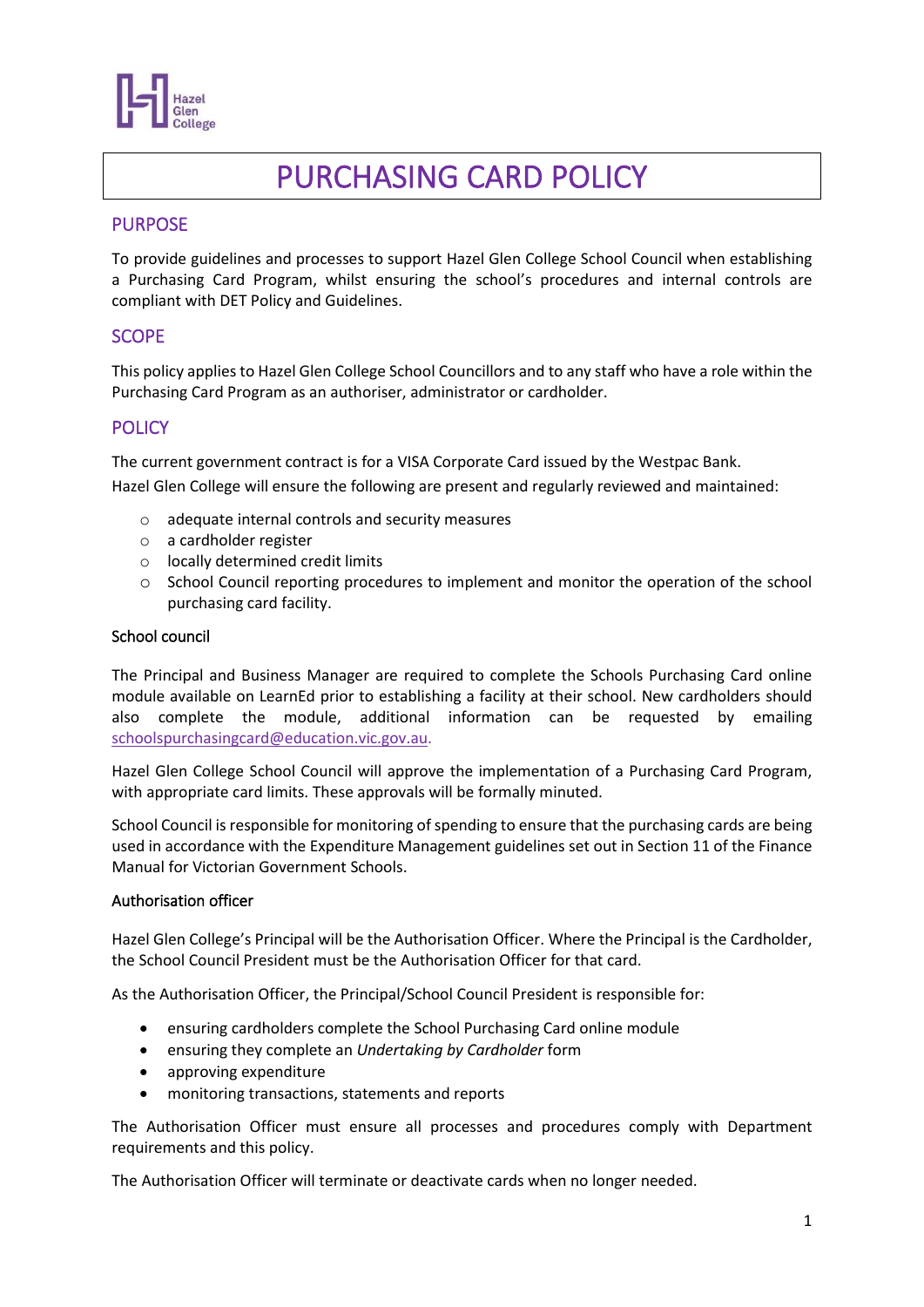# PURCHASING CARD POLICY

## PURPOSE

To provide guidelines and processes to support Hazel Glen College School Council when establishing a Purchasing Card Program, whilst ensuring the school's procedures and internal controls are compliant with DET Policy and Guidelines.

## SCOPE

This policy applies to Hazel Glen College School Councillors and to any staff who have a role within the Purchasing Card Program as an authoriser, administrator or cardholder.

## POLICY

The current government contract is for a VISA Corporate Card issued by the Westpac Bank.

Hazel Glen College will ensure the following are present and regularly reviewed and maintained:

- adequate internal controls and security measures
- a cardholder register
- locally determined credit limits
- School Council reporting procedures to implement and monitor the operation of the school purchasing card facility.

### School council

The Principal and Business Manager are required to complete the Schools Purchasing Card online module available on LearnEd prior to establishing a facility at their school. New cardholders should also complete the module, additional information can be requested by emailing schoolspurchasingcard@education.vic.gov.au.

Hazel Glen College School Council will approve the implementation of a Purchasing Card Program, with appropriate card limits. These approvals will be formally minuted.

School Council is responsible for monitoring of spending to ensure that the purchasing cards are being used in accordance with the Expenditure Management guidelines set out in Section 11 of the Finance Manual for Victorian Government Schools.

### Authorisation officer

Hazel Glen College's Principal will be the Authorisation Officer. Where the Principal is the Cardholder, the School Council President must be the Authorisation Officer for that card.

As the Authorisation Officer, the Principal/School Council President is responsible for:

- ensuring cardholders complete the School Purchasing Card online module
- ensuring they complete an *Undertaking by Cardholder* form
- approving expenditure
- monitoring transactions, statements and reports

The Authorisation Officer must ensure all processes and procedures comply with Department requirements and this policy.

The Authorisation Officer will terminate or deactivate cards when no longer needed.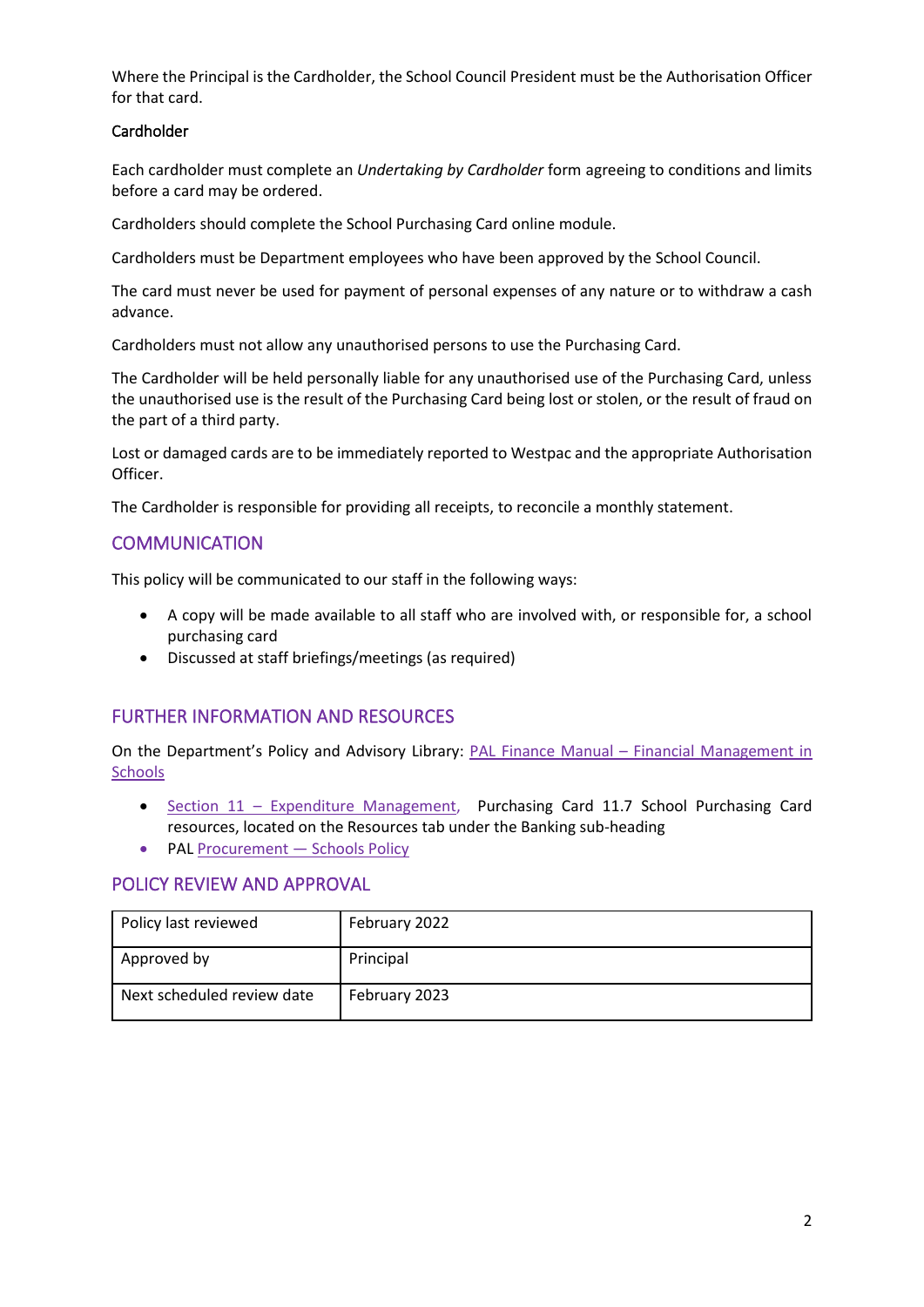Where the Principal is the Cardholder, the School Council President must be the Authorisation Officer for that card.

### Cardholder

Each cardholder must complete an *Undertaking by Cardholder* form agreeing to conditions and limits before a card may be ordered.

Cardholders should complete the School Purchasing Card online module.

Cardholders must be Department employees who have been approved by the School Council.

The card must never be used for payment of personal expenses of any nature or to withdraw a cash advance.

Cardholders must not allow any unauthorised persons to use the Purchasing Card.

The Cardholder will be held personally liable for any unauthorised use of the Purchasing Card, unless the unauthorised use is the result of the Purchasing Card being lost or stolen, or the result of fraud on the part of a third party.

Lost or damaged cards are to be immediately reported to Westpac and the appropriate Authorisation Officer.

The Cardholder is responsible for providing all receipts, to reconcile a monthly statement.

## COMMUNICATION

This policy will be communicated to our staff in the following ways:

- A copy will be made available to all staff who are involved with, or responsible for, a school purchasing card
- Discussed at staff briefings/meetings (as required)

## FURTHER INFORMATION AND RESOURCES

On the Department's Policy and Advisory Library: PAL Finance Manual – Financial Management in Schools

- Section 11 – Expenditure Management, Purchasing Card 11.7 School Purchasing Card resources, located on the Resources tab under the Banking sub-heading
- PAL Procurement — Schools Policy

## POLICY REVIEW AND APPROVAL

| | |
|---|---|
| Policy last reviewed | February 2022 |
| Approved by | Principal |
| Next scheduled review date | February 2023 |